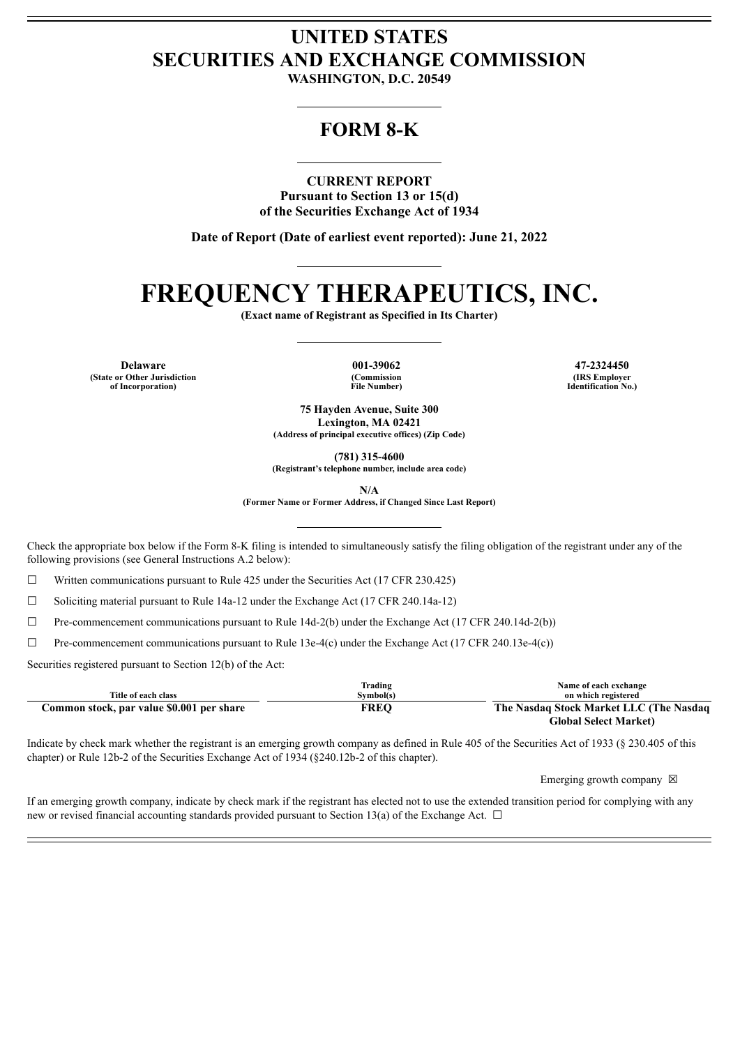# UNITED STATES
# SECURITIES AND EXCHANGE COMMISSION

**WASHINGTON, D.C. 20549**

## FORM 8-K

**CURRENT REPORT**
**Pursuant to Section 13 or 15(d)**
**of the Securities Exchange Act of 1934**

**Date of Report (Date of earliest event reported): June 21, 2022**

# FREQUENCY THERAPEUTICS, INC.

**(Exact name of Registrant as Specified in Its Charter)**

| Delaware | 001-39062 | 47-2324450 |
|---|---|---|
| (State or Other Jurisdiction of Incorporation) | (Commission File Number) | (IRS Employer Identification No.) |

**75 Hayden Avenue, Suite 300**
**Lexington, MA 02421**
**(Address of principal executive offices) (Zip Code)**

**(781) 315-4600**
**(Registrant's telephone number, include area code)**

**N/A**
**(Former Name or Former Address, if Changed Since Last Report)**

Check the appropriate box below if the Form 8-K filing is intended to simultaneously satisfy the filing obligation of the registrant under any of the following provisions (see General Instructions A.2 below):

☐ Written communications pursuant to Rule 425 under the Securities Act (17 CFR 230.425)

☐ Soliciting material pursuant to Rule 14a-12 under the Exchange Act (17 CFR 240.14a-12)

☐ Pre-commencement communications pursuant to Rule 14d-2(b) under the Exchange Act (17 CFR 240.14d-2(b))

☐ Pre-commencement communications pursuant to Rule 13e-4(c) under the Exchange Act (17 CFR 240.13e-4(c))

Securities registered pursuant to Section 12(b) of the Act:

| Title of each class | Trading Symbol(s) | Name of each exchange on which registered |
|---|---|---|
| **Common stock, par value $0.001 per share** | **FREQ** | **The Nasdaq Stock Market LLC (The Nasdaq Global Select Market)** |

Indicate by check mark whether the registrant is an emerging growth company as defined in Rule 405 of the Securities Act of 1933 (§ 230.405 of this chapter) or Rule 12b-2 of the Securities Exchange Act of 1934 (§240.12b-2 of this chapter).

Emerging growth company ☒

If an emerging growth company, indicate by check mark if the registrant has elected not to use the extended transition period for complying with any new or revised financial accounting standards provided pursuant to Section 13(a) of the Exchange Act. ☐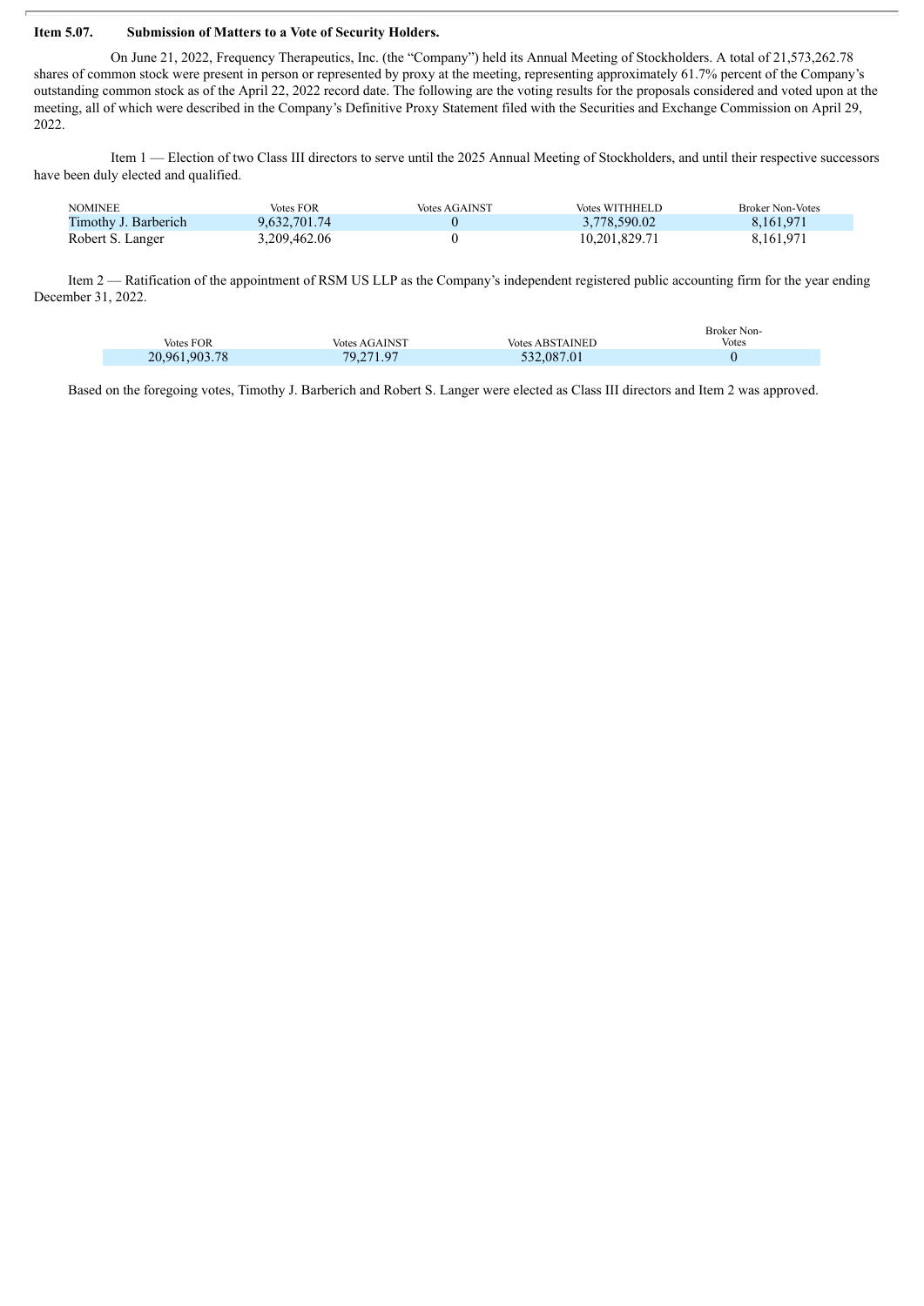**Item 5.07. Submission of Matters to a Vote of Security Holders.**

On June 21, 2022, Frequency Therapeutics, Inc. (the "Company") held its Annual Meeting of Stockholders. A total of 21,573,262.78 shares of common stock were present in person or represented by proxy at the meeting, representing approximately 61.7% percent of the Company's outstanding common stock as of the April 22, 2022 record date. The following are the voting results for the proposals considered and voted upon at the meeting, all of which were described in the Company's Definitive Proxy Statement filed with the Securities and Exchange Commission on April 29, 2022.

Item 1 — Election of two Class III directors to serve until the 2025 Annual Meeting of Stockholders, and until their respective successors have been duly elected and qualified.

| NOMINEE | Votes FOR | Votes AGAINST | Votes WITHHELD | Broker Non-Votes |
| --- | --- | --- | --- | --- |
| Timothy J. Barberich | 9,632,701.74 | 0 | 3,778,590.02 | 8,161,971 |
| Robert S. Langer | 3,209,462.06 | 0 | 10,201,829.71 | 8,161,971 |

Item 2 — Ratification of the appointment of RSM US LLP as the Company's independent registered public accounting firm for the year ending December 31, 2022.

| Votes FOR | Votes AGAINST | Votes ABSTAINED | Broker Non-Votes |
| --- | --- | --- | --- |
| 20,961,903.78 | 79,271.97 | 532,087.01 | 0 |

Based on the foregoing votes, Timothy J. Barberich and Robert S. Langer were elected as Class III directors and Item 2 was approved.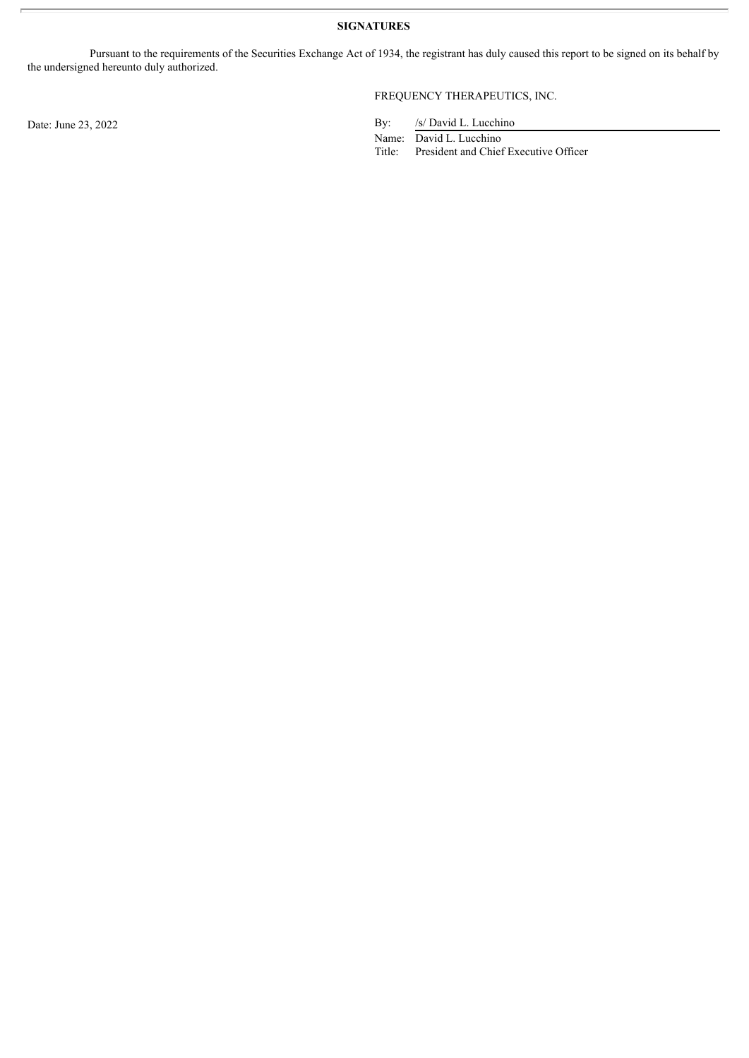**SIGNATURES**

Pursuant to the requirements of the Securities Exchange Act of 1934, the registrant has duly caused this report to be signed on its behalf by the undersigned hereunto duly authorized.

FREQUENCY THERAPEUTICS, INC.

Date: June 23, 2022

By: /s/ David L. Lucchino
Name: David L. Lucchino
Title: President and Chief Executive Officer